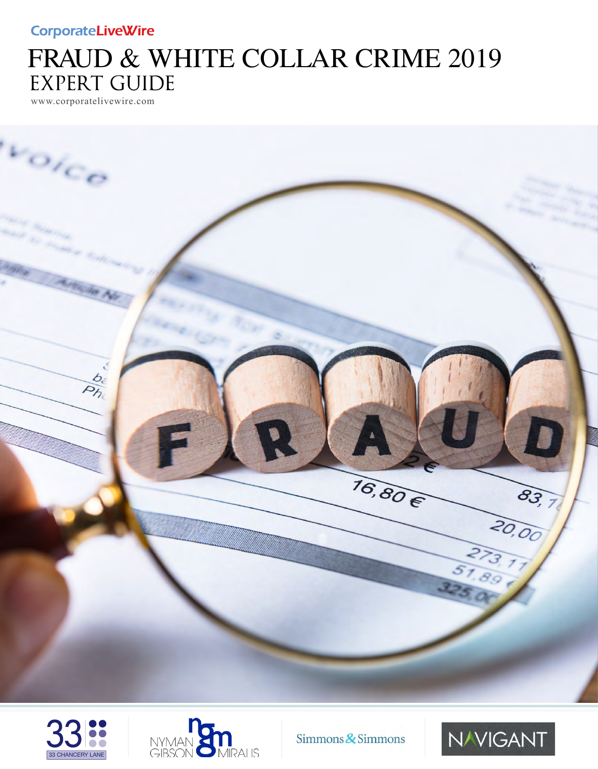CorporateLiveWire

# FRAUD & WHITE COLLAR CRIME 2019

## EXPERT GUIDE

www.corporatelivewire.com

33 CHANCERY LANE

NYMAN GIBSON MIRALIS

Simmons & Simmons

NAVIGANT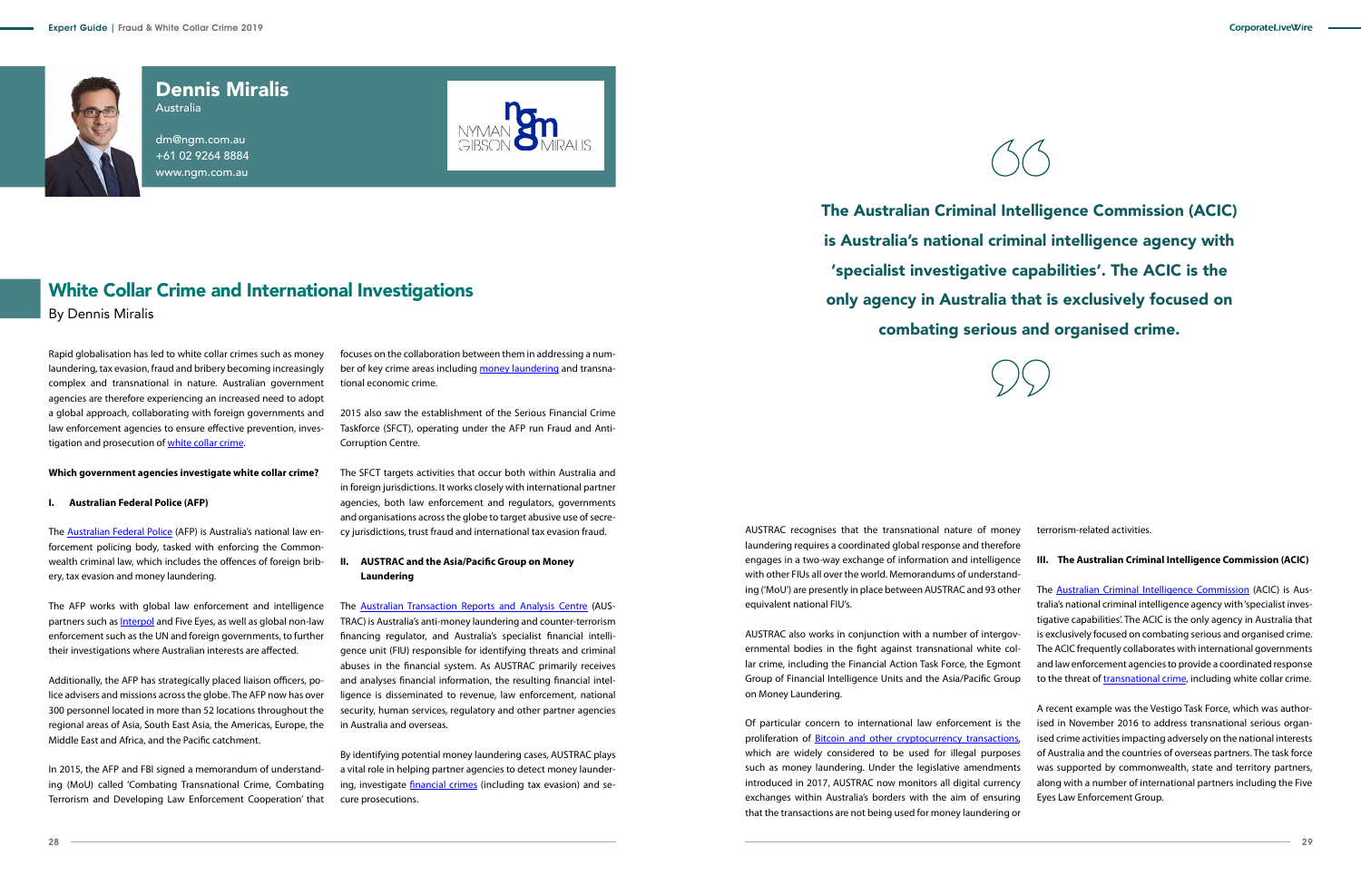# Dennis Miralis

Australia

dm@ngm.com.au
+61 02 9264 8884
www.ngm.com.au

## White Collar Crime and International Investigations

By Dennis Miralis

Rapid globalisation has led to white collar crimes such as money laundering, tax evasion, fraud and bribery becoming increasingly complex and transnational in nature. Australian government agencies are therefore experiencing an increased need to adopt a global approach, collaborating with foreign governments and law enforcement agencies to ensure effective prevention, investigation and prosecution of white collar crime.

**Which government agencies investigate white collar crime?**

**I. Australian Federal Police (AFP)**

The Australian Federal Police (AFP) is Australia's national law enforcement policing body, tasked with enforcing the Commonwealth criminal law, which includes the offences of foreign bribery, tax evasion and money laundering.

The AFP works with global law enforcement and intelligence partners such as Interpol and Five Eyes, as well as global non-law enforcement such as the UN and foreign governments, to further their investigations where Australian interests are affected.

Additionally, the AFP has strategically placed liaison officers, police advisers and missions across the globe. The AFP now has over 300 personnel located in more than 52 locations throughout the regional areas of Asia, South East Asia, the Americas, Europe, the Middle East and Africa, and the Pacific catchment.

In 2015, the AFP and FBI signed a memorandum of understanding (MoU) called 'Combating Transnational Crime, Combating Terrorism and Developing Law Enforcement Cooperation' that focuses on the collaboration between them in addressing a number of key crime areas including money laundering and transnational economic crime.

2015 also saw the establishment of the Serious Financial Crime Taskforce (SFCT), operating under the AFP run Fraud and Anti-Corruption Centre.

The SFCT targets activities that occur both within Australia and in foreign jurisdictions. It works closely with international partner agencies, both law enforcement and regulators, governments and organisations across the globe to target abusive use of secrecy jurisdictions, trust fraud and international tax evasion fraud.

**II. AUSTRAC and the Asia/Pacific Group on Money Laundering**

The Australian Transaction Reports and Analysis Centre (AUSTRAC) is Australia's anti-money laundering and counter-terrorism financing regulator, and Australia's specialist financial intelligence unit (FIU) responsible for identifying threats and criminal abuses in the financial system. As AUSTRAC primarily receives and analyses financial information, the resulting financial intelligence is disseminated to revenue, law enforcement, national security, human services, regulatory and other partner agencies in Australia and overseas.

By identifying potential money laundering cases, AUSTRAC plays a vital role in helping partner agencies to detect money laundering, investigate financial crimes (including tax evasion) and secure prosecutions.

> The Australian Criminal Intelligence Commission (ACIC) is Australia's national criminal intelligence agency with 'specialist investigative capabilities'. The ACIC is the only agency in Australia that is exclusively focused on combating serious and organised crime.

AUSTRAC recognises that the transnational nature of money laundering requires a coordinated global response and therefore engages in a two-way exchange of information and intelligence with other FIUs all over the world. Memorandums of understanding ('MoU') are presently in place between AUSTRAC and 93 other equivalent national FIU's.

AUSTRAC also works in conjunction with a number of intergovernmental bodies in the fight against transnational white collar crime, including the Financial Action Task Force, the Egmont Group of Financial Intelligence Units and the Asia/Pacific Group on Money Laundering.

Of particular concern to international law enforcement is the proliferation of Bitcoin and other cryptocurrency transactions, which are widely considered to be used for illegal purposes such as money laundering. Under the legislative amendments introduced in 2017, AUSTRAC now monitors all digital currency exchanges within Australia's borders with the aim of ensuring that the transactions are not being used for money laundering or terrorism-related activities.

**III. The Australian Criminal Intelligence Commission (ACIC)**

The Australian Criminal Intelligence Commission (ACIC) is Australia's national criminal intelligence agency with 'specialist investigative capabilities'. The ACIC is the only agency in Australia that is exclusively focused on combating serious and organised crime. The ACIC frequently collaborates with international governments and law enforcement agencies to provide a coordinated response to the threat of transnational crime, including white collar crime.

A recent example was the Vestigo Task Force, which was authorised in November 2016 to address transnational serious organised crime activities impacting adversely on the national interests of Australia and the countries of overseas partners. The task force was supported by commonwealth, state and territory partners, along with a number of international partners including the Five Eyes Law Enforcement Group.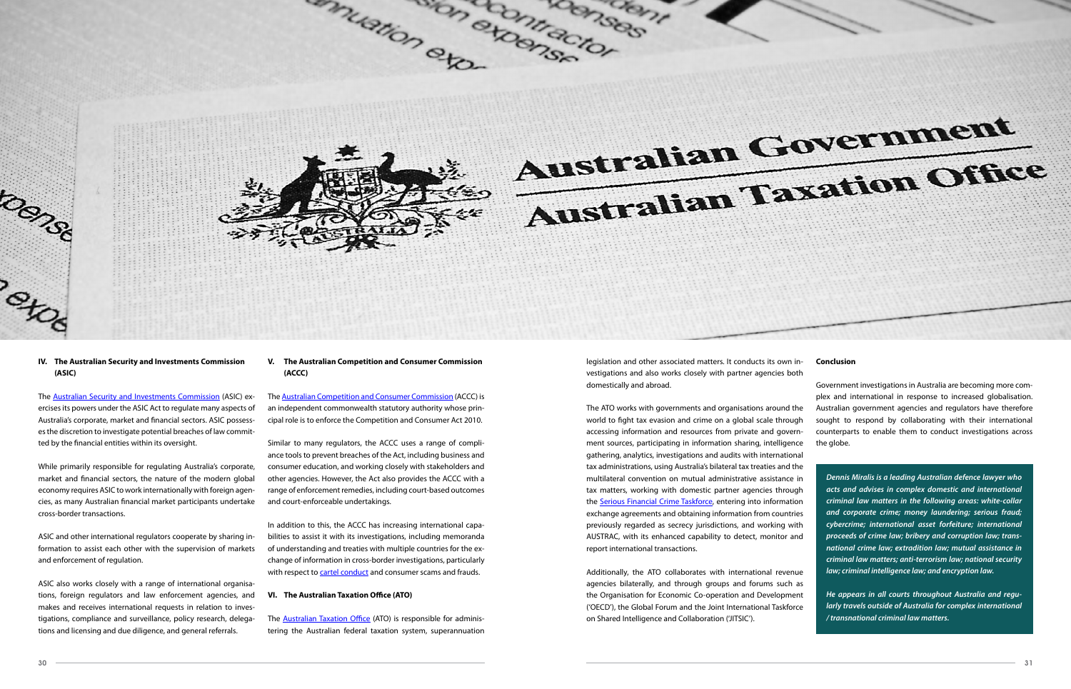## IV. The Australian Security and Investments Commission (ASIC)

The Australian Security and Investments Commission (ASIC) exercises its powers under the ASIC Act to regulate many aspects of Australia's corporate, market and financial sectors. ASIC possesses the discretion to investigate potential breaches of law committed by the financial entities within its oversight.

While primarily responsible for regulating Australia's corporate, market and financial sectors, the nature of the modern global economy requires ASIC to work internationally with foreign agencies, as many Australian financial market participants undertake cross-border transactions.

ASIC and other international regulators cooperate by sharing information to assist each other with the supervision of markets and enforcement of regulation.

ASIC also works closely with a range of international organisations, foreign regulators and law enforcement agencies, and makes and receives international requests in relation to investigations, compliance and surveillance, policy research, delegations and licensing and due diligence, and general referrals.

## V. The Australian Competition and Consumer Commission (ACCC)

The Australian Competition and Consumer Commission (ACCC) is an independent commonwealth statutory authority whose principal role is to enforce the Competition and Consumer Act 2010.

Similar to many regulators, the ACCC uses a range of compliance tools to prevent breaches of the Act, including business and consumer education, and working closely with stakeholders and other agencies. However, the Act also provides the ACCC with a range of enforcement remedies, including court-based outcomes and court-enforceable undertakings.

In addition to this, the ACCC has increasing international capabilities to assist it with its investigations, including memoranda of understanding and treaties with multiple countries for the exchange of information in cross-border investigations, particularly with respect to cartel conduct and consumer scams and frauds.

## VI. The Australian Taxation Office (ATO)

The Australian Taxation Office (ATO) is responsible for administering the Australian federal taxation system, superannuation legislation and other associated matters. It conducts its own investigations and also works closely with partner agencies both domestically and abroad.

The ATO works with governments and organisations around the world to fight tax evasion and crime on a global scale through accessing information and resources from private and government sources, participating in information sharing, intelligence gathering, analytics, investigations and audits with international tax administrations, using Australia's bilateral tax treaties and the multilateral convention on mutual administrative assistance in tax matters, working with domestic partner agencies through the Serious Financial Crime Taskforce, entering into information exchange agreements and obtaining information from countries previously regarded as secrecy jurisdictions, and working with AUSTRAC, with its enhanced capability to detect, monitor and report international transactions.

Additionally, the ATO collaborates with international revenue agencies bilaterally, and through groups and forums such as the Organisation for Economic Co-operation and Development ('OECD'), the Global Forum and the Joint International Taskforce on Shared Intelligence and Collaboration ('JITSIC').

## Conclusion

Government investigations in Australia are becoming more complex and international in response to increased globalisation. Australian government agencies and regulators have therefore sought to respond by collaborating with their international counterparts to enable them to conduct investigations across the globe.

***Dennis Miralis is a leading Australian defence lawyer who acts and advises in complex domestic and international criminal law matters in the following areas: white-collar and corporate crime; money laundering; serious fraud; cybercrime; international asset forfeiture; international proceeds of crime law; bribery and corruption law; transnational crime law; extradition law; mutual assistance in criminal law matters; anti-terrorism law; national security law; criminal intelligence law; and encryption law.***

***He appears in all courts throughout Australia and regularly travels outside of Australia for complex international / transnational criminal law matters.***